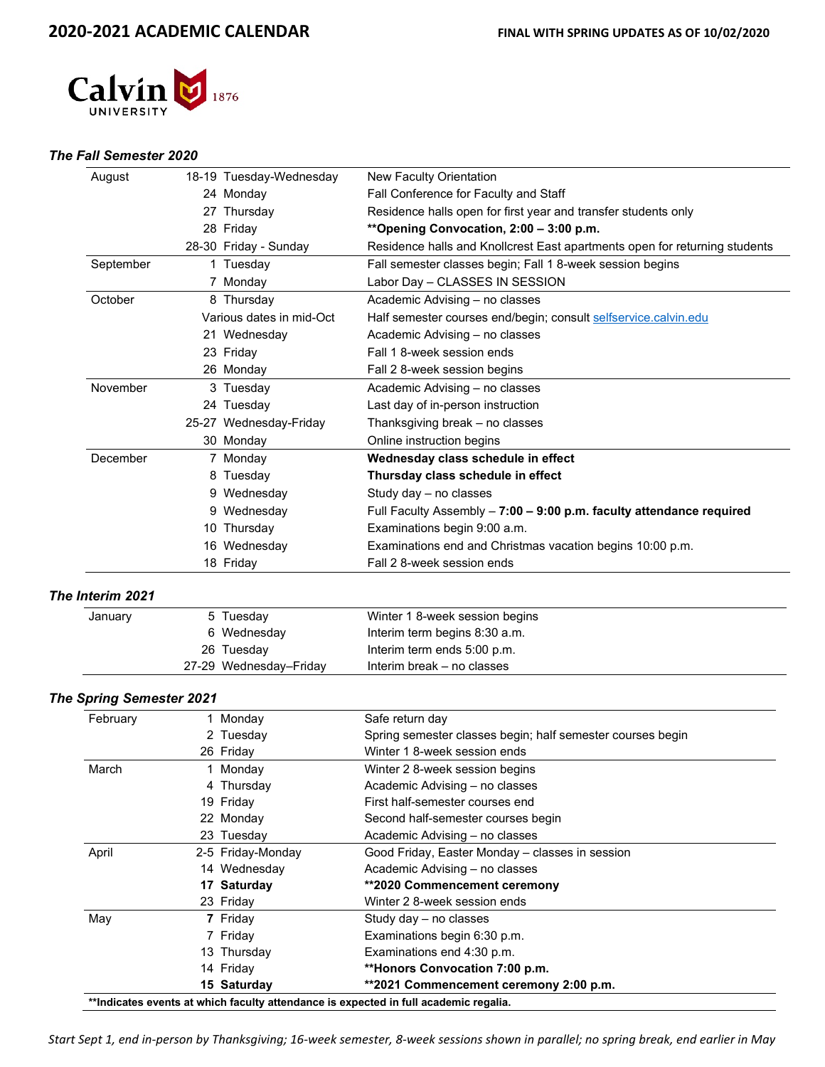# 2020-2021 ACADEMIC CALENDAR

**FINAL WITH SPRING UPDATES AS OF 10/02/2020**

Calvin UNIVERSITY 1876

### *The Fall Semester 2020*

| Month | Date | Event |
|---|---|---|
| August | 18-19 Tuesday-Wednesday | New Faculty Orientation |
| | 24 Monday | Fall Conference for Faculty and Staff |
| | 27 Thursday | Residence halls open for first year and transfer students only |
| | 28 Friday | **\*\*Opening Convocation, 2:00 – 3:00 p.m.** |
| | 28-30 Friday - Sunday | Residence halls and Knollcrest East apartments open for returning students |
| September | 1 Tuesday | Fall semester classes begin; Fall 1 8-week session begins |
| | 7 Monday | Labor Day – CLASSES IN SESSION |
| October | 8 Thursday | Academic Advising – no classes |
| | Various dates in mid-Oct | Half semester courses end/begin; consult selfservice.calvin.edu |
| | 21 Wednesday | Academic Advising – no classes |
| | 23 Friday | Fall 1 8-week session ends |
| | 26 Monday | Fall 2 8-week session begins |
| November | 3 Tuesday | Academic Advising – no classes |
| | 24 Tuesday | Last day of in-person instruction |
| | 25-27 Wednesday-Friday | Thanksgiving break – no classes |
| | 30 Monday | Online instruction begins |
| December | 7 Monday | **Wednesday class schedule in effect** |
| | 8 Tuesday | **Thursday class schedule in effect** |
| | 9 Wednesday | Study day – no classes |
| | 9 Wednesday | Full Faculty Assembly – **7:00 – 9:00 p.m. faculty attendance required** |
| | 10 Thursday | Examinations begin 9:00 a.m. |
| | 16 Wednesday | Examinations end and Christmas vacation begins 10:00 p.m. |
| | 18 Friday | Fall 2 8-week session ends |

### *The Interim 2021*

| Month | Date | Event |
|---|---|---|
| January | 5 Tuesday | Winter 1 8-week session begins |
| | 6 Wednesday | Interim term begins 8:30 a.m. |
| | 26 Tuesday | Interim term ends 5:00 p.m. |
| | 27-29 Wednesday–Friday | Interim break – no classes |

### *The Spring Semester 2021*

| Month | Date | Event |
|---|---|---|
| February | 1 Monday | Safe return day |
| | 2 Tuesday | Spring semester classes begin; half semester courses begin |
| | 26 Friday | Winter 1 8-week session ends |
| March | 1 Monday | Winter 2 8-week session begins |
| | 4 Thursday | Academic Advising – no classes |
| | 19 Friday | First half-semester courses end |
| | 22 Monday | Second half-semester courses begin |
| | 23 Tuesday | Academic Advising – no classes |
| April | 2-5 Friday-Monday | Good Friday, Easter Monday – classes in session |
| | 14 Wednesday | Academic Advising – no classes |
| | **17 Saturday** | **\*\*2020 Commencement ceremony** |
| | 23 Friday | Winter 2 8-week session ends |
| May | **7** Friday | Study day – no classes |
| | 7 Friday | Examinations begin 6:30 p.m. |
| | 13 Thursday | Examinations end 4:30 p.m. |
| | 14 Friday | **\*\*Honors Convocation 7:00 p.m.** |
| | **15 Saturday** | **\*\*2021 Commencement ceremony 2:00 p.m.** |

**\*\*Indicates events at which faculty attendance is expected in full academic regalia.**

*Start Sept 1, end in-person by Thanksgiving; 16-week semester, 8-week sessions shown in parallel; no spring break, end earlier in May*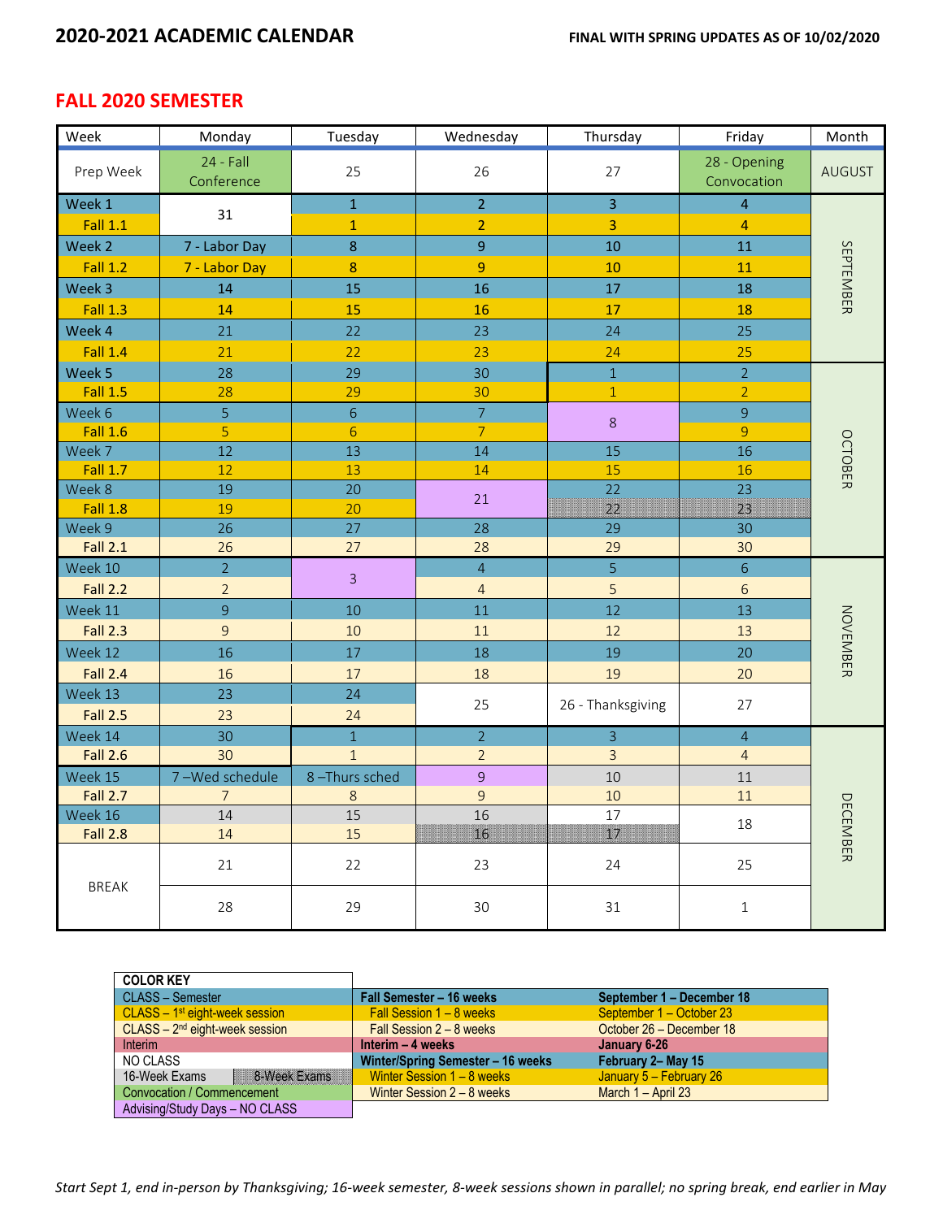# 2020-2021 ACADEMIC CALENDAR

**FINAL WITH SPRING UPDATES AS OF 10/02/2020**

## FALL 2020 SEMESTER

| Week | Monday | Tuesday | Wednesday | Thursday | Friday | Month |
|---|---|---|---|---|---|---|
| Prep Week | 24 - Fall Conference | 25 | 26 | 27 | 28 - Opening Convocation | AUGUST |
| Week 1 | 31 | 1 | 2 | 3 | 4 | SEPTEMBER |
| Fall 1.1 | | 1 | 2 | 3 | 4 | |
| Week 2 | 7 - Labor Day | 8 | 9 | 10 | 11 | |
| Fall 1.2 | 7 - Labor Day | 8 | 9 | 10 | 11 | |
| Week 3 | 14 | 15 | 16 | 17 | 18 | |
| Fall 1.3 | 14 | 15 | 16 | 17 | 18 | |
| Week 4 | 21 | 22 | 23 | 24 | 25 | |
| Fall 1.4 | 21 | 22 | 23 | 24 | 25 | |
| Week 5 | 28 | 29 | 30 | 1 | 2 | OCTOBER |
| Fall 1.5 | 28 | 29 | 30 | 1 | 2 | |
| Week 6 | 5 | 6 | 7 | 8 | 9 | |
| Fall 1.6 | 5 | 6 | 7 | | 9 | |
| Week 7 | 12 | 13 | 14 | 15 | 16 | |
| Fall 1.7 | 12 | 13 | 14 | 15 | 16 | |
| Week 8 | 19 | 20 | 21 | 22 | 23 | |
| Fall 1.8 | 19 | 20 | | 22 | 23 | |
| Week 9 | 26 | 27 | 28 | 29 | 30 | |
| Fall 2.1 | 26 | 27 | 28 | 29 | 30 | |
| Week 10 | 2 | 3 | 4 | 5 | 6 | NOVEMBER |
| Fall 2.2 | 2 | | 4 | 5 | 6 | |
| Week 11 | 9 | 10 | 11 | 12 | 13 | |
| Fall 2.3 | 9 | 10 | 11 | 12 | 13 | |
| Week 12 | 16 | 17 | 18 | 19 | 20 | |
| Fall 2.4 | 16 | 17 | 18 | 19 | 20 | |
| Week 13 | 23 | 24 | 25 | 26 - Thanksgiving | 27 | |
| Fall 2.5 | 23 | 24 | | | | |
| Week 14 | 30 | 1 | 2 | 3 | 4 | DECEMBER |
| Fall 2.6 | 30 | 1 | 2 | 3 | 4 | |
| Week 15 | 7 –Wed schedule | 8 –Thurs sched | 9 | 10 | 11 | |
| Fall 2.7 | 7 | 8 | 9 | 10 | 11 | |
| Week 16 | 14 | 15 | 16 | 17 | 18 | |
| Fall 2.8 | 14 | 15 | 16 | 17 | | |
| BREAK | 21 | 22 | 23 | 24 | 25 | |
| | 28 | 29 | 30 | 31 | 1 | |

| COLOR KEY | | |
|---|---|---|
| CLASS – Semester | **Fall Semester – 16 weeks** | **September 1 – December 18** |
| CLASS – 1st eight-week session | Fall Session 1 – 8 weeks | September 1 – October 23 |
| CLASS – 2nd eight-week session | Fall Session 2 – 8 weeks | October 26 – December 18 |
| Interim | **Interim – 4 weeks** | **January 6-26** |
| NO CLASS | **Winter/Spring Semester – 16 weeks** | **February 2– May 15** |
| 16-Week Exams / 8-Week Exams | Winter Session 1 – 8 weeks | January 5 – February 26 |
| Convocation / Commencement | Winter Session 2 – 8 weeks | March 1 – April 23 |
| Advising/Study Days – NO CLASS | | |

*Start Sept 1, end in-person by Thanksgiving; 16-week semester, 8-week sessions shown in parallel; no spring break, end earlier in May*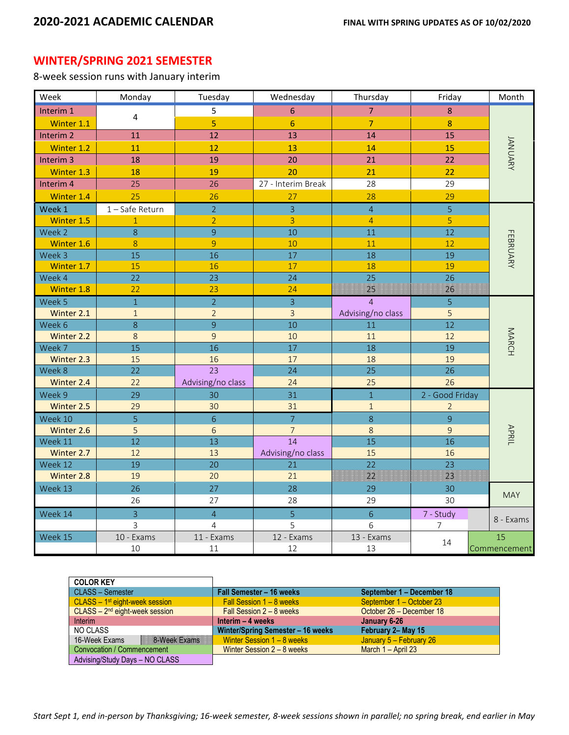# 2020-2021 ACADEMIC CALENDAR

**FINAL WITH SPRING UPDATES AS OF 10/02/2020**

## WINTER/SPRING 2021 SEMESTER

8-week session runs with January interim

| Week | Monday | Tuesday | Wednesday | Thursday | Friday | Month |
|---|---|---|---|---|---|---|
| Interim 1 | 4 | 5 | 6 | 7 | 8 | JANUARY |
| Winter 1.1 | | 5 | 6 | 7 | 8 | |
| Interim 2 | 11 | 12 | 13 | 14 | 15 | |
| Winter 1.2 | 11 | 12 | 13 | 14 | 15 | |
| Interim 3 | 18 | 19 | 20 | 21 | 22 | |
| Winter 1.3 | 18 | 19 | 20 | 21 | 22 | |
| Interim 4 | 25 | 26 | 27 - Interim Break | 28 | 29 | |
| Winter 1.4 | 25 | 26 | 27 | 28 | 29 | |
| Week 1 | 1 – Safe Return | 2 | 3 | 4 | 5 | FEBRUARY |
| Winter 1.5 | 1 | 2 | 3 | 4 | 5 | |
| Week 2 | 8 | 9 | 10 | 11 | 12 | |
| Winter 1.6 | 8 | 9 | 10 | 11 | 12 | |
| Week 3 | 15 | 16 | 17 | 18 | 19 | |
| Winter 1.7 | 15 | 16 | 17 | 18 | 19 | |
| Week 4 | 22 | 23 | 24 | 25 | 26 | |
| Winter 1.8 | 22 | 23 | 24 | 25 | 26 | |
| Week 5 | 1 | 2 | 3 | 4 | 5 | MARCH |
| Winter 2.1 | 1 | 2 | 3 | Advising/no class | 5 | |
| Week 6 | 8 | 9 | 10 | 11 | 12 | |
| Winter 2.2 | 8 | 9 | 10 | 11 | 12 | |
| Week 7 | 15 | 16 | 17 | 18 | 19 | |
| Winter 2.3 | 15 | 16 | 17 | 18 | 19 | |
| Week 8 | 22 | 23 | 24 | 25 | 26 | |
| Winter 2.4 | 22 | Advising/no class | 24 | 25 | 26 | |
| Week 9 | 29 | 30 | 31 | 1 | 2 - Good Friday | APRIL |
| Winter 2.5 | 29 | 30 | 31 | 1 | 2 | |
| Week 10 | 5 | 6 | 7 | 8 | 9 | |
| Winter 2.6 | 5 | 6 | 7 | 8 | 9 | |
| Week 11 | 12 | 13 | 14 | 15 | 16 | |
| Winter 2.7 | 12 | 13 | Advising/no class | 15 | 16 | |
| Week 12 | 19 | 20 | 21 | 22 | 23 | |
| Winter 2.8 | 19 | 20 | 21 | 22 | 23 | |
| Week 13 | 26 | 27 | 28 | 29 | 30 | MAY |
| | 26 | 27 | 28 | 29 | 30 | |
| Week 14 | 3 | 4 | 5 | 6 | 7 - Study | 8 - Exams |
| | 3 | 4 | 5 | 6 | 7 | |
| Week 15 | 10 - Exams | 11 - Exams | 12 - Exams | 13 - Exams | 14 | 15 Commencement |
| | 10 | 11 | 12 | 13 | | |

| COLOR KEY | | |
|---|---|---|
| CLASS – Semester | **Fall Semester – 16 weeks** | **September 1 – December 18** |
| CLASS – 1st eight-week session | Fall Session 1 – 8 weeks | September 1 – October 23 |
| CLASS – 2nd eight-week session | Fall Session 2 – 8 weeks | October 26 – December 18 |
| Interim | **Interim – 4 weeks** | **January 6-26** |
| NO CLASS | **Winter/Spring Semester – 16 weeks** | **February 2– May 15** |
| 16-Week Exams / 8-Week Exams | Winter Session 1 – 8 weeks | January 5 – February 26 |
| Convocation / Commencement | Winter Session 2 – 8 weeks | March 1 – April 23 |
| Advising/Study Days – NO CLASS | | |

*Start Sept 1, end in-person by Thanksgiving; 16-week semester, 8-week sessions shown in parallel; no spring break, end earlier in May*